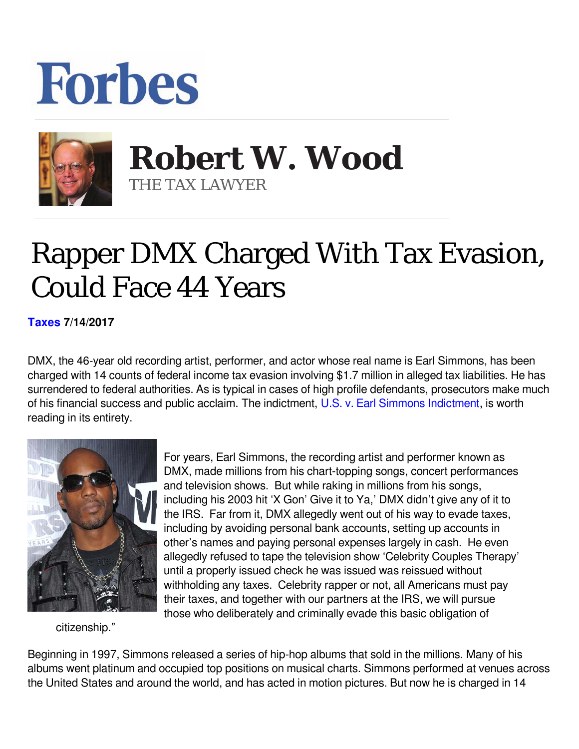# Forbes

## Robert W. Wood

THE TAX LAWYER

# Rapper DMX Charged With Tax Evasion, Could Face 44 Years

**Taxes 7/14/2017**

DMX, the 46-year old recording artist, performer, and actor whose real name is Earl Simmons, has been charged with 14 counts of federal income tax evasion involving $1.7 million in alleged tax liabilities. He has surrendered to federal authorities. As is typical in cases of high profile defendants, prosecutors make much of his financial success and public acclaim. The indictment, U.S. v. Earl Simmons Indictment, is worth reading in its entirety.

For years, Earl Simmons, the recording artist and performer known as DMX, made millions from his chart-topping songs, concert performances and television shows. But while raking in millions from his songs, including his 2003 hit 'X Gon' Give it to Ya,' DMX didn't give any of it to the IRS. Far from it, DMX allegedly went out of his way to evade taxes, including by avoiding personal bank accounts, setting up accounts in other's names and paying personal expenses largely in cash. He even allegedly refused to tape the television show 'Celebrity Couples Therapy' until a properly issued check he was issued was reissued without withholding any taxes. Celebrity rapper or not, all Americans must pay their taxes, and together with our partners at the IRS, we will pursue those who deliberately and criminally evade this basic obligation of citizenship."

Beginning in 1997, Simmons released a series of hip-hop albums that sold in the millions. Many of his albums went platinum and occupied top positions on musical charts. Simmons performed at venues across the United States and around the world, and has acted in motion pictures. But now he is charged in 14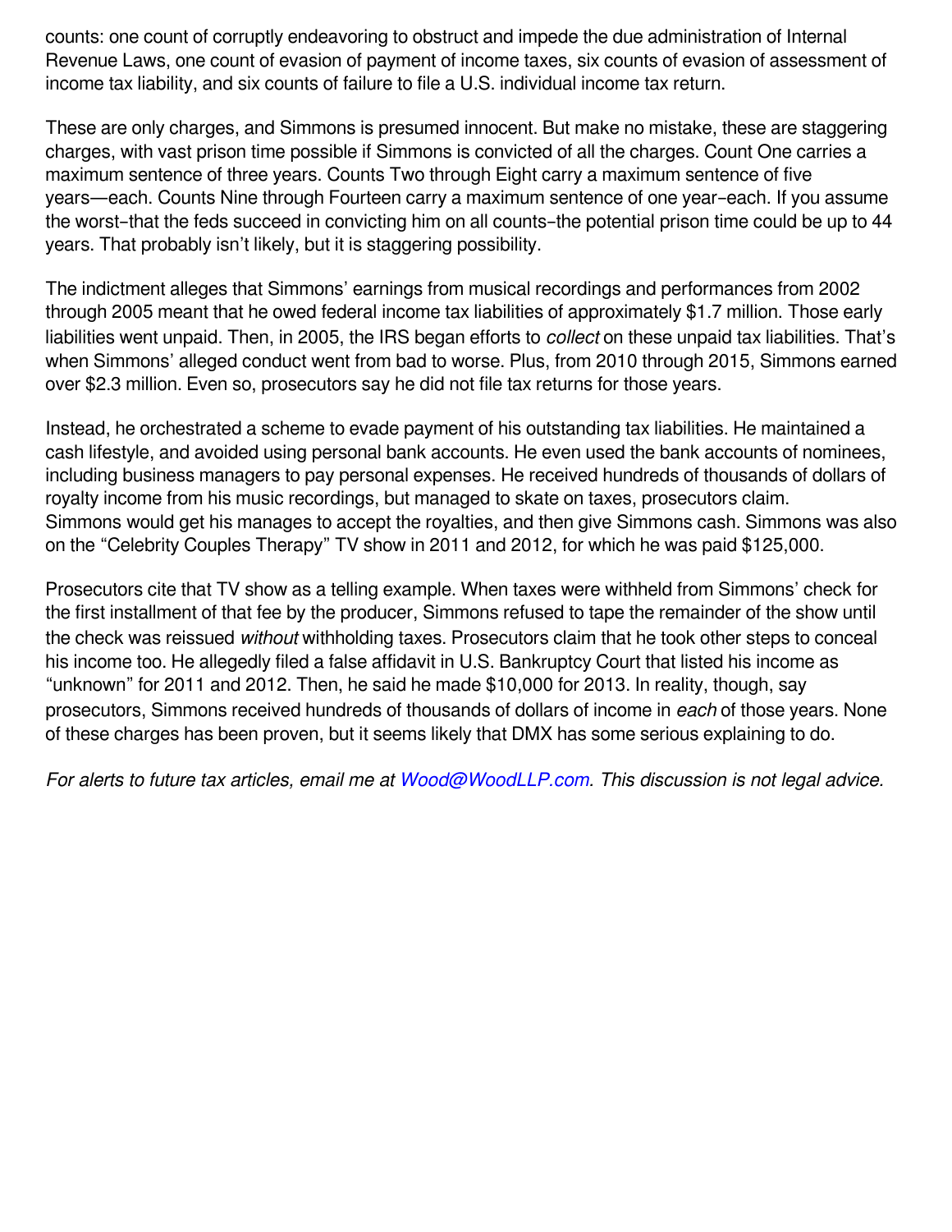counts: one count of corruptly endeavoring to obstruct and impede the due administration of Internal Revenue Laws, one count of evasion of payment of income taxes, six counts of evasion of assessment of income tax liability, and six counts of failure to file a U.S. individual income tax return.

These are only charges, and Simmons is presumed innocent. But make no mistake, these are staggering charges, with vast prison time possible if Simmons is convicted of all the charges. Count One carries a maximum sentence of three years. Counts Two through Eight carry a maximum sentence of five years—each. Counts Nine through Fourteen carry a maximum sentence of one year-each. If you assume the worst-that the feds succeed in convicting him on all counts-the potential prison time could be up to 44 years. That probably isn't likely, but it is staggering possibility.

The indictment alleges that Simmons' earnings from musical recordings and performances from 2002 through 2005 meant that he owed federal income tax liabilities of approximately $1.7 million. Those early liabilities went unpaid. Then, in 2005, the IRS began efforts to *collect* on these unpaid tax liabilities. That's when Simmons' alleged conduct went from bad to worse. Plus, from 2010 through 2015, Simmons earned over $2.3 million. Even so, prosecutors say he did not file tax returns for those years.

Instead, he orchestrated a scheme to evade payment of his outstanding tax liabilities. He maintained a cash lifestyle, and avoided using personal bank accounts. He even used the bank accounts of nominees, including business managers to pay personal expenses. He received hundreds of thousands of dollars of royalty income from his music recordings, but managed to skate on taxes, prosecutors claim. Simmons would get his manages to accept the royalties, and then give Simmons cash. Simmons was also on the "Celebrity Couples Therapy" TV show in 2011 and 2012, for which he was paid $125,000.

Prosecutors cite that TV show as a telling example. When taxes were withheld from Simmons' check for the first installment of that fee by the producer, Simmons refused to tape the remainder of the show until the check was reissued *without* withholding taxes. Prosecutors claim that he took other steps to conceal his income too. He allegedly filed a false affidavit in U.S. Bankruptcy Court that listed his income as "unknown" for 2011 and 2012. Then, he said he made $10,000 for 2013. In reality, though, say prosecutors, Simmons received hundreds of thousands of dollars of income in *each* of those years. None of these charges has been proven, but it seems likely that DMX has some serious explaining to do.

*For alerts to future tax articles, email me at Wood@WoodLLP.com. This discussion is not legal advice.*